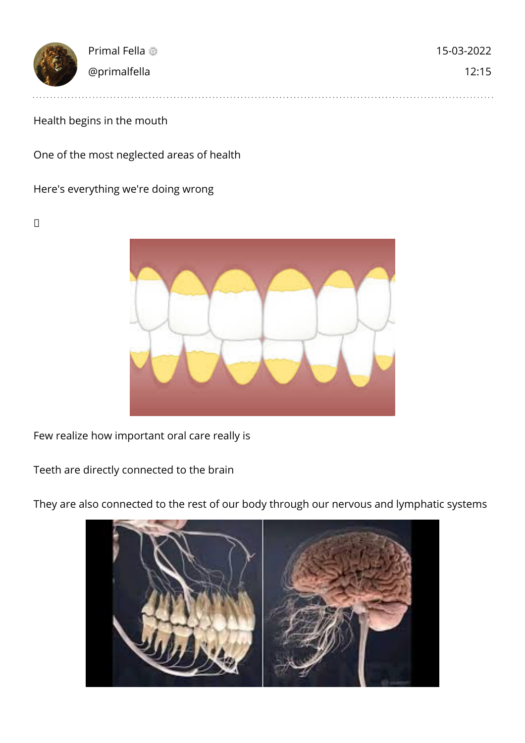Primal Fella
@primalfella

15-03-2022
12:15

Health begins in the mouth

One of the most neglected areas of health

Here's everything we're doing wrong

Few realize how important oral care really is

Teeth are directly connected to the brain

They are also connected to the rest of our body through our nervous and lymphatic systems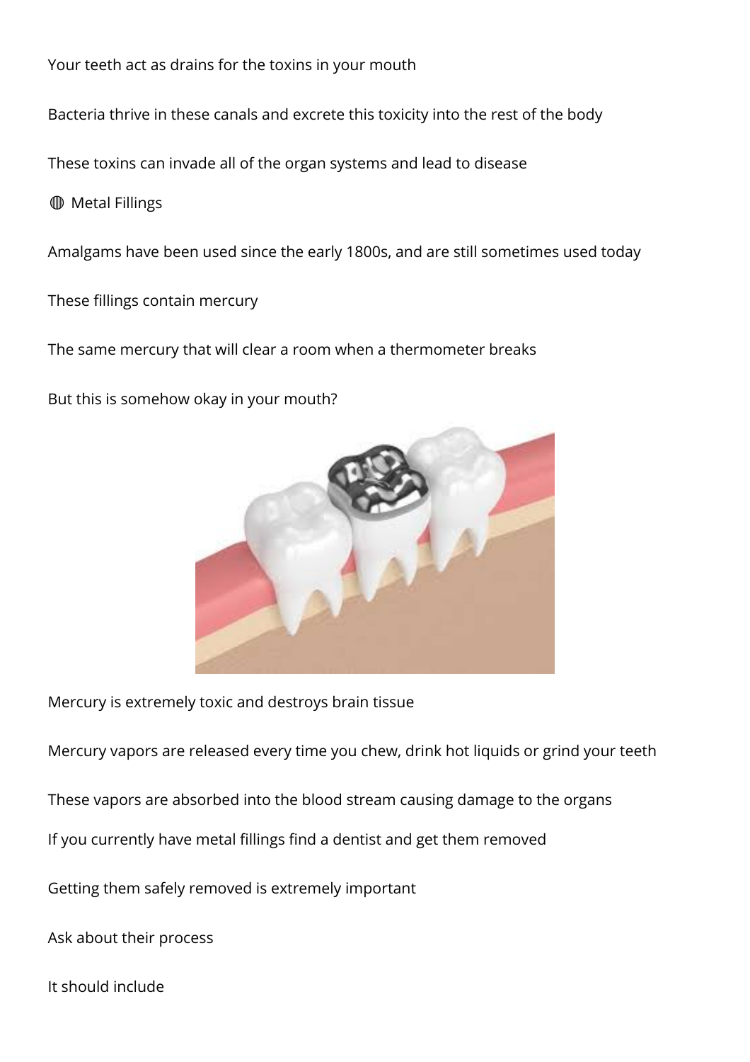Your teeth act as drains for the toxins in your mouth

Bacteria thrive in these canals and excrete this toxicity into the rest of the body

These toxins can invade all of the organ systems and lead to disease

## 🔘 Metal Fillings

Amalgams have been used since the early 1800s, and are still sometimes used today

These fillings contain mercury

The same mercury that will clear a room when a thermometer breaks

But this is somehow okay in your mouth?

Mercury is extremely toxic and destroys brain tissue

Mercury vapors are released every time you chew, drink hot liquids or grind your teeth

These vapors are absorbed into the blood stream causing damage to the organs

If you currently have metal fillings find a dentist and get them removed

Getting them safely removed is extremely important

Ask about their process

It should include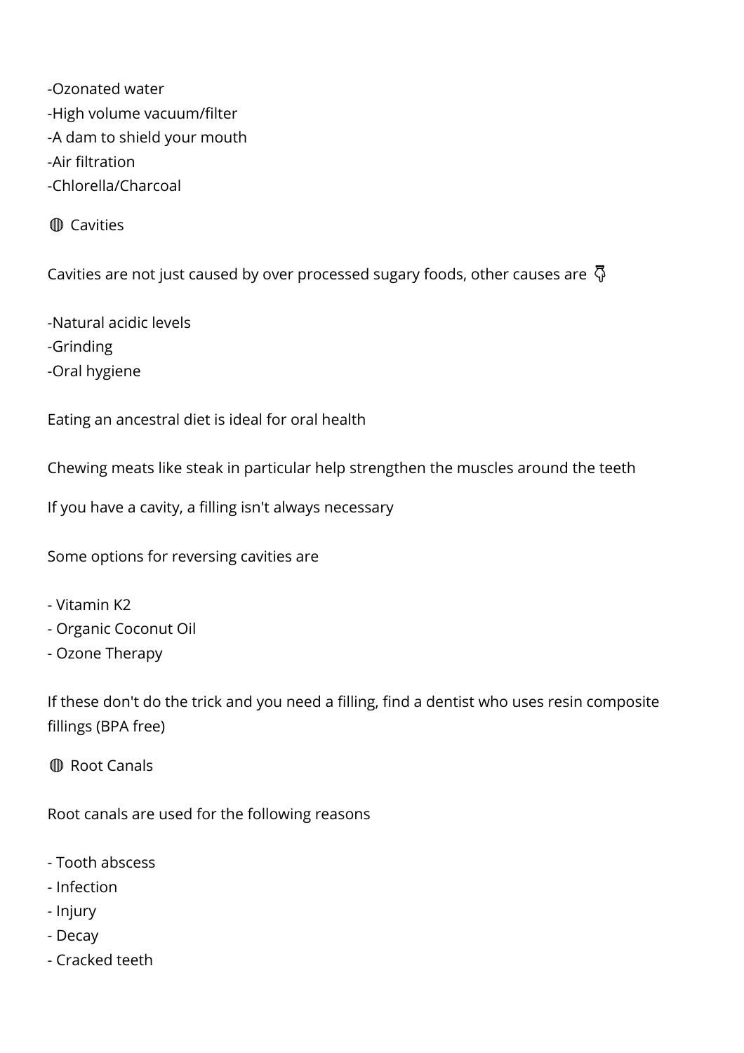-Ozonated water
-High volume vacuum/filter
-A dam to shield your mouth
-Air filtration
-Chlorella/Charcoal

🟣 Cavities

Cavities are not just caused by over processed sugary foods, other causes are 👇

-Natural acidic levels
-Grinding
-Oral hygiene

Eating an ancestral diet is ideal for oral health

Chewing meats like steak in particular help strengthen the muscles around the teeth

If you have a cavity, a filling isn't always necessary

Some options for reversing cavities are

- Vitamin K2
- Organic Coconut Oil
- Ozone Therapy

If these don't do the trick and you need a filling, find a dentist who uses resin composite fillings (BPA free)

🟣 Root Canals

Root canals are used for the following reasons

- Tooth abscess
- Infection
- Injury
- Decay
- Cracked teeth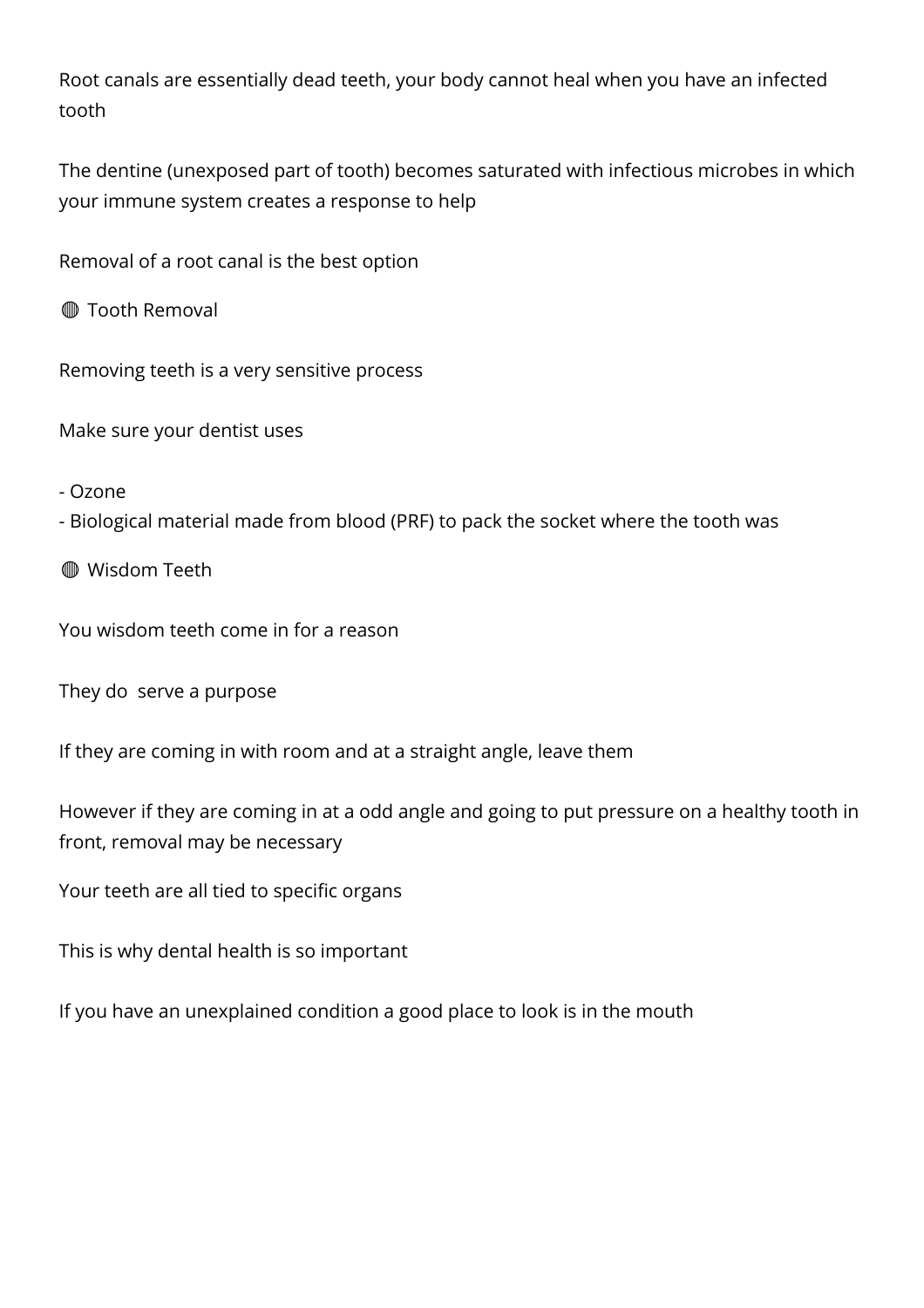Root canals are essentially dead teeth, your body cannot heal when you have an infected tooth

The dentine (unexposed part of tooth) becomes saturated with infectious microbes in which your immune system creates a response to help

Removal of a root canal is the best option

## 🟣 Tooth Removal

Removing teeth is a very sensitive process

Make sure your dentist uses

- Ozone
- Biological material made from blood (PRF) to pack the socket where the tooth was

## 🟣 Wisdom Teeth

You wisdom teeth come in for a reason

They do  serve a purpose

If they are coming in with room and at a straight angle, leave them

However if they are coming in at a odd angle and going to put pressure on a healthy tooth in front, removal may be necessary

Your teeth are all tied to specific organs

This is why dental health is so important

If you have an unexplained condition a good place to look is in the mouth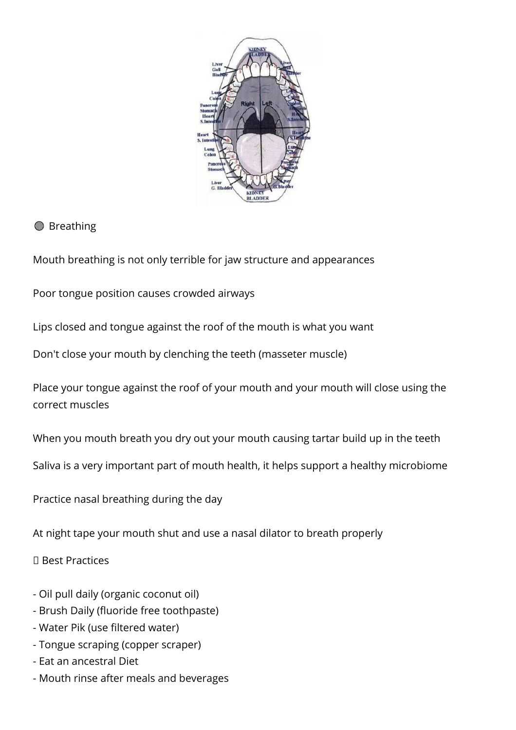🔴 Breathing

Mouth breathing is not only terrible for jaw structure and appearances

Poor tongue position causes crowded airways

Lips closed and tongue against the roof of the mouth is what you want

Don't close your mouth by clenching the teeth (masseter muscle)

Place your tongue against the roof of your mouth and your mouth will close using the correct muscles

When you mouth breath you dry out your mouth causing tartar build up in the teeth

Saliva is a very important part of mouth health, it helps support a healthy microbiome

Practice nasal breathing during the day

At night tape your mouth shut and use a nasal dilator to breath properly

Best Practices

- Oil pull daily (organic coconut oil)
- Brush Daily (fluoride free toothpaste)
- Water Pik (use filtered water)
- Tongue scraping (copper scraper)
- Eat an ancestral Diet
- Mouth rinse after meals and beverages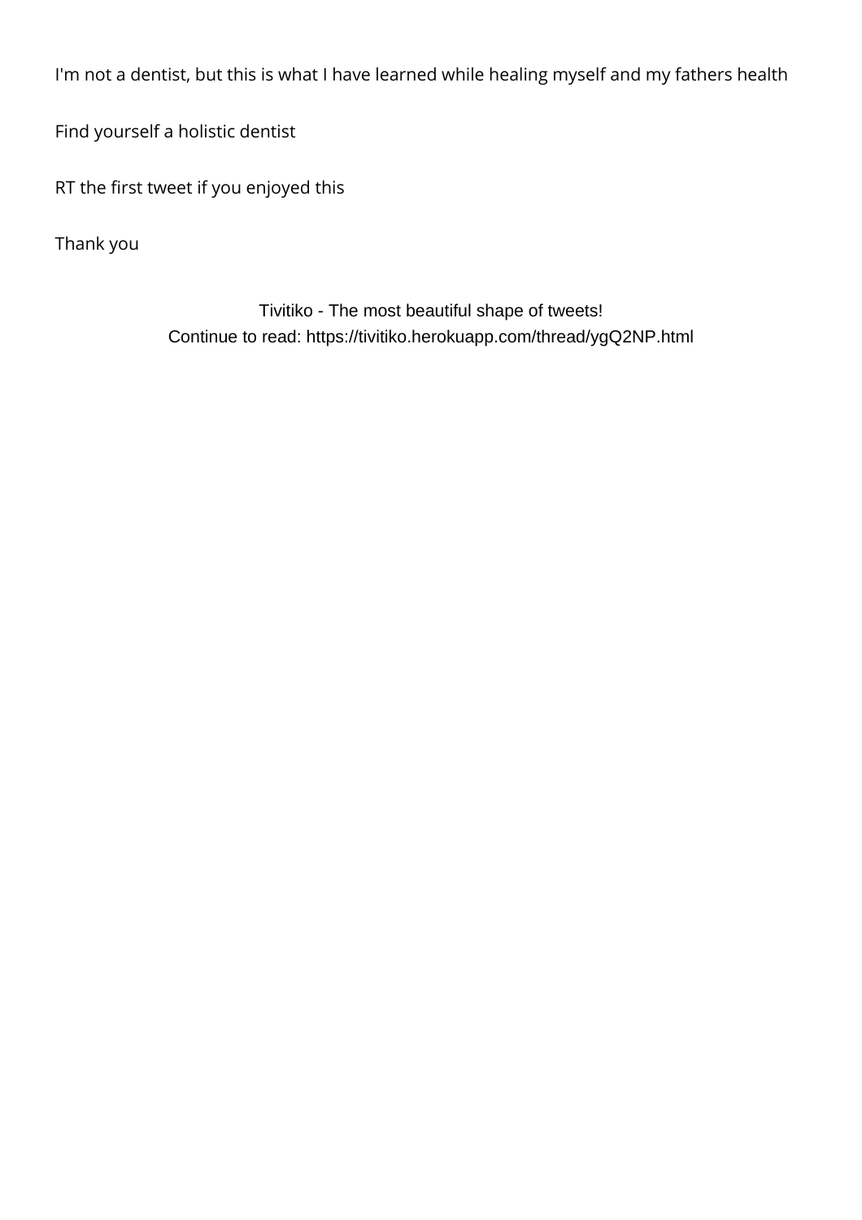I'm not a dentist, but this is what I have learned while healing myself and my fathers health

Find yourself a holistic dentist

RT the first tweet if you enjoyed this

Thank you

Tivitiko - The most beautiful shape of tweets!
Continue to read: https://tivitiko.herokuapp.com/thread/ygQ2NP.html